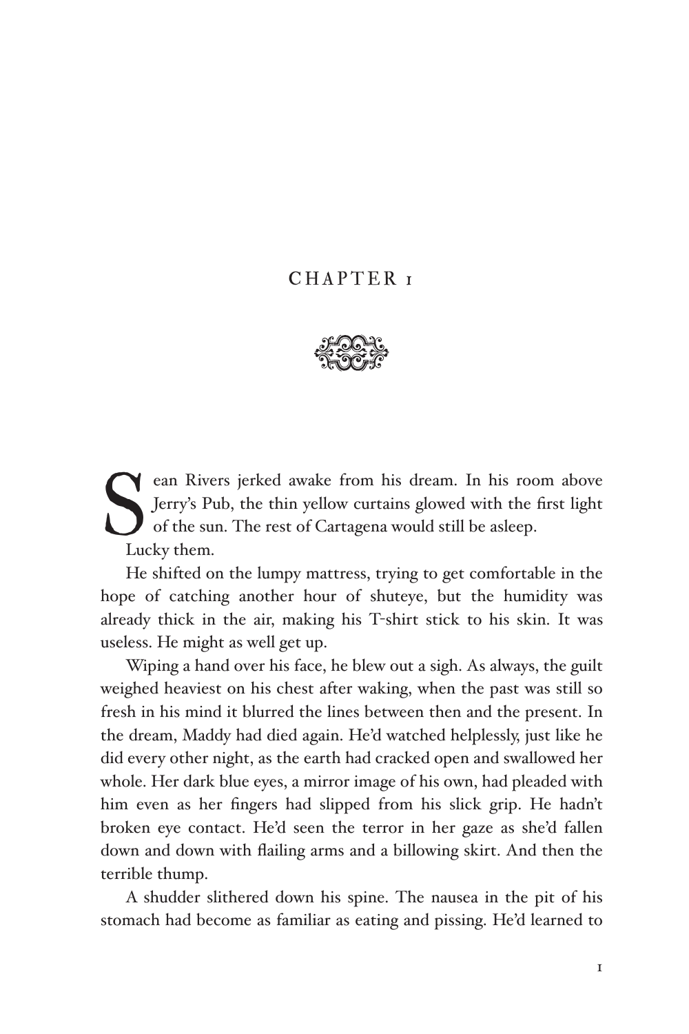# CHAPTER 1

Sean Rivers jerked awake from his dream. In his room above Jerry's Pub, the thin yellow curtains glowed with the first light of the sun. The rest of Cartagena would still be asleep.

Lucky them.

He shifted on the lumpy mattress, trying to get comfortable in the hope of catching another hour of shuteye, but the humidity was already thick in the air, making his T-shirt stick to his skin. It was useless. He might as well get up.

Wiping a hand over his face, he blew out a sigh. As always, the guilt weighed heaviest on his chest after waking, when the past was still so fresh in his mind it blurred the lines between then and the present. In the dream, Maddy had died again. He'd watched helplessly, just like he did every other night, as the earth had cracked open and swallowed her whole. Her dark blue eyes, a mirror image of his own, had pleaded with him even as her fingers had slipped from his slick grip. He hadn't broken eye contact. He'd seen the terror in her gaze as she'd fallen down and down with flailing arms and a billowing skirt. And then the terrible thump.

A shudder slithered down his spine. The nausea in the pit of his stomach had become as familiar as eating and pissing. He'd learned to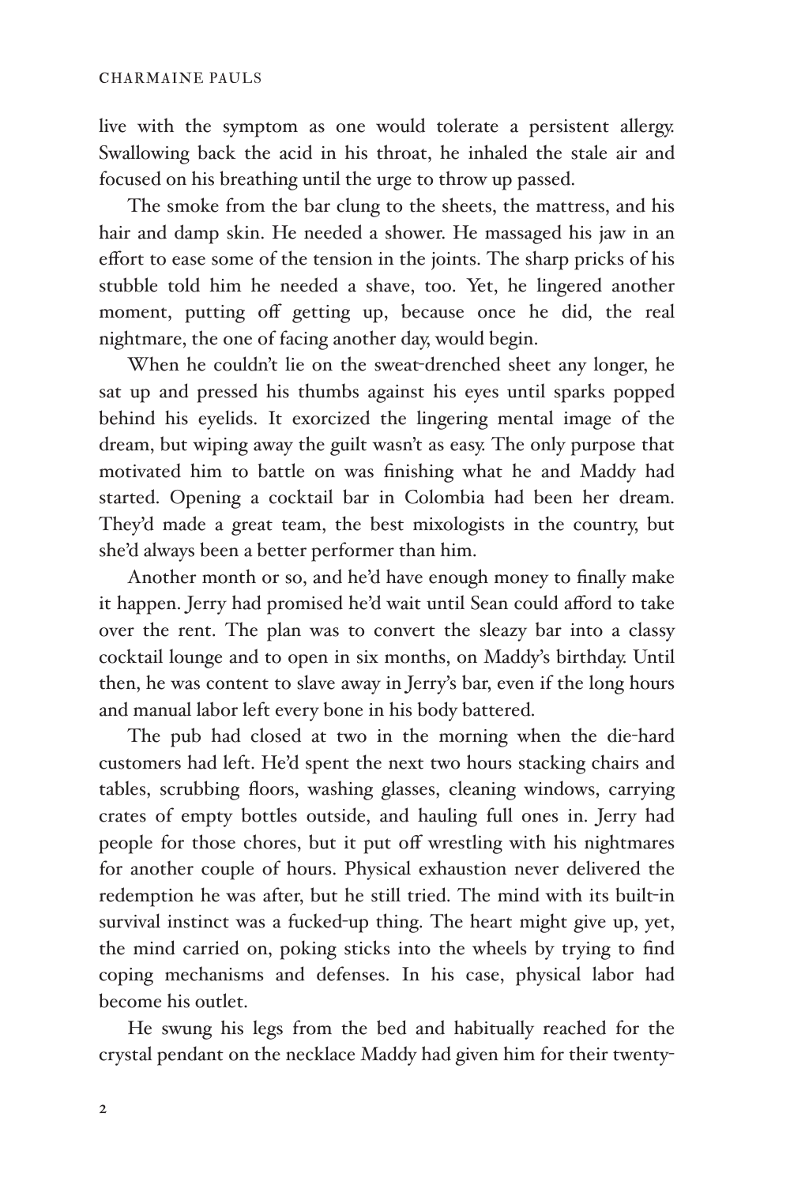live with the symptom as one would tolerate a persistent allergy. Swallowing back the acid in his throat, he inhaled the stale air and focused on his breathing until the urge to throw up passed.

The smoke from the bar clung to the sheets, the mattress, and his hair and damp skin. He needed a shower. He massaged his jaw in an effort to ease some of the tension in the joints. The sharp pricks of his stubble told him he needed a shave, too. Yet, he lingered another moment, putting off getting up, because once he did, the real nightmare, the one of facing another day, would begin.

When he couldn't lie on the sweat-drenched sheet any longer, he sat up and pressed his thumbs against his eyes until sparks popped behind his eyelids. It exorcized the lingering mental image of the dream, but wiping away the guilt wasn't as easy. The only purpose that motivated him to battle on was finishing what he and Maddy had started. Opening a cocktail bar in Colombia had been her dream. They'd made a great team, the best mixologists in the country, but she'd always been a better performer than him.

Another month or so, and he'd have enough money to finally make it happen. Jerry had promised he'd wait until Sean could afford to take over the rent. The plan was to convert the sleazy bar into a classy cocktail lounge and to open in six months, on Maddy's birthday. Until then, he was content to slave away in Jerry's bar, even if the long hours and manual labor left every bone in his body battered.

The pub had closed at two in the morning when the die-hard customers had left. He'd spent the next two hours stacking chairs and tables, scrubbing floors, washing glasses, cleaning windows, carrying crates of empty bottles outside, and hauling full ones in. Jerry had people for those chores, but it put off wrestling with his nightmares for another couple of hours. Physical exhaustion never delivered the redemption he was after, but he still tried. The mind with its built-in survival instinct was a fucked-up thing. The heart might give up, yet, the mind carried on, poking sticks into the wheels by trying to find coping mechanisms and defenses. In his case, physical labor had become his outlet.

He swung his legs from the bed and habitually reached for the crystal pendant on the necklace Maddy had given him for their twenty-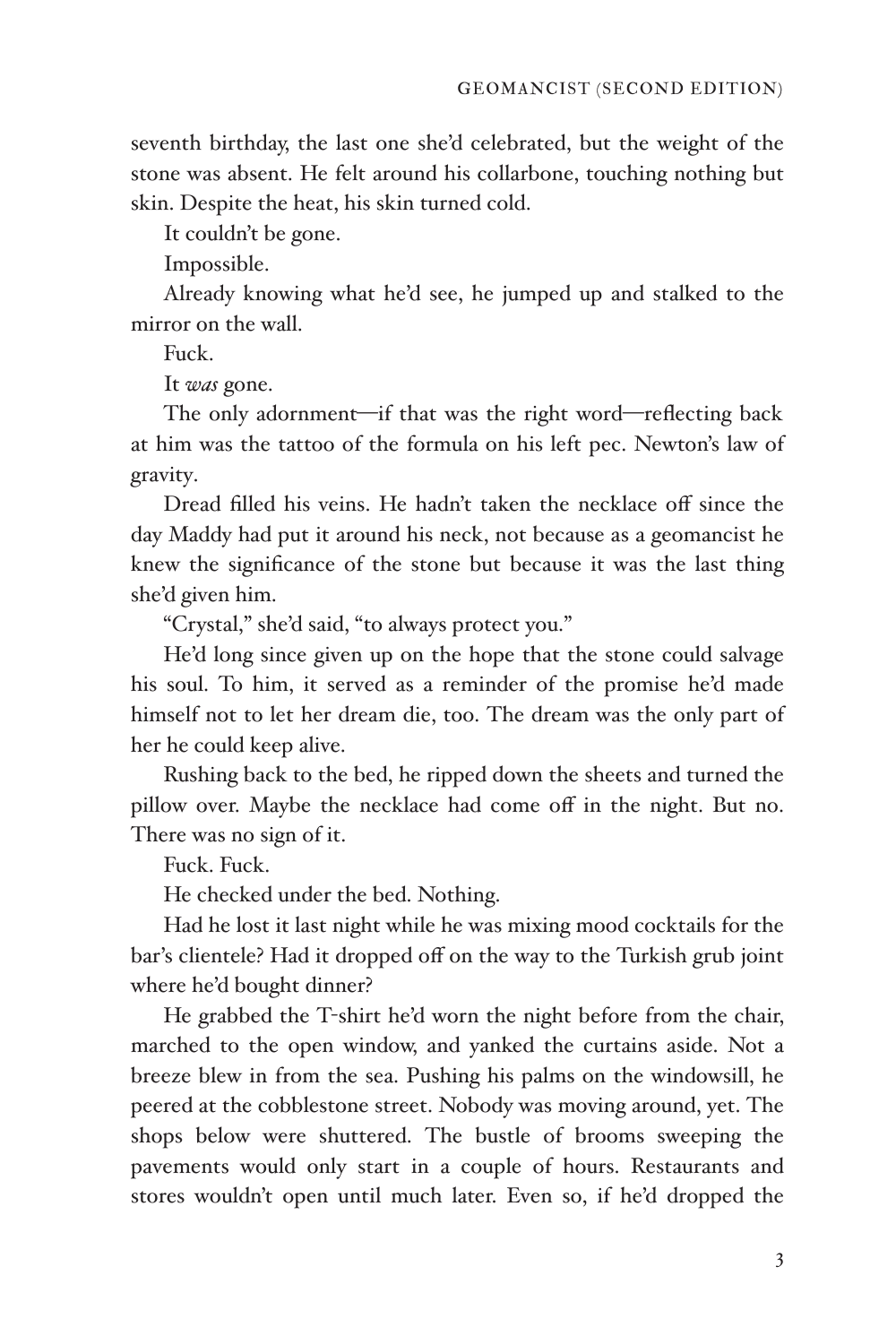seventh birthday, the last one she'd celebrated, but the weight of the stone was absent. He felt around his collarbone, touching nothing but skin. Despite the heat, his skin turned cold.

It couldn't be gone.

Impossible.

Already knowing what he'd see, he jumped up and stalked to the mirror on the wall.

Fuck.

It *was* gone.

The only adornment—if that was the right word—reflecting back at him was the tattoo of the formula on his left pec. Newton's law of gravity.

Dread filled his veins. He hadn't taken the necklace off since the day Maddy had put it around his neck, not because as a geomancist he knew the significance of the stone but because it was the last thing she'd given him.

"Crystal," she'd said, "to always protect you."

He'd long since given up on the hope that the stone could salvage his soul. To him, it served as a reminder of the promise he'd made himself not to let her dream die, too. The dream was the only part of her he could keep alive.

Rushing back to the bed, he ripped down the sheets and turned the pillow over. Maybe the necklace had come off in the night. But no. There was no sign of it.

Fuck. Fuck.

He checked under the bed. Nothing.

Had he lost it last night while he was mixing mood cocktails for the bar's clientele? Had it dropped off on the way to the Turkish grub joint where he'd bought dinner?

He grabbed the T-shirt he'd worn the night before from the chair, marched to the open window, and yanked the curtains aside. Not a breeze blew in from the sea. Pushing his palms on the windowsill, he peered at the cobblestone street. Nobody was moving around, yet. The shops below were shuttered. The bustle of brooms sweeping the pavements would only start in a couple of hours. Restaurants and stores wouldn't open until much later. Even so, if he'd dropped the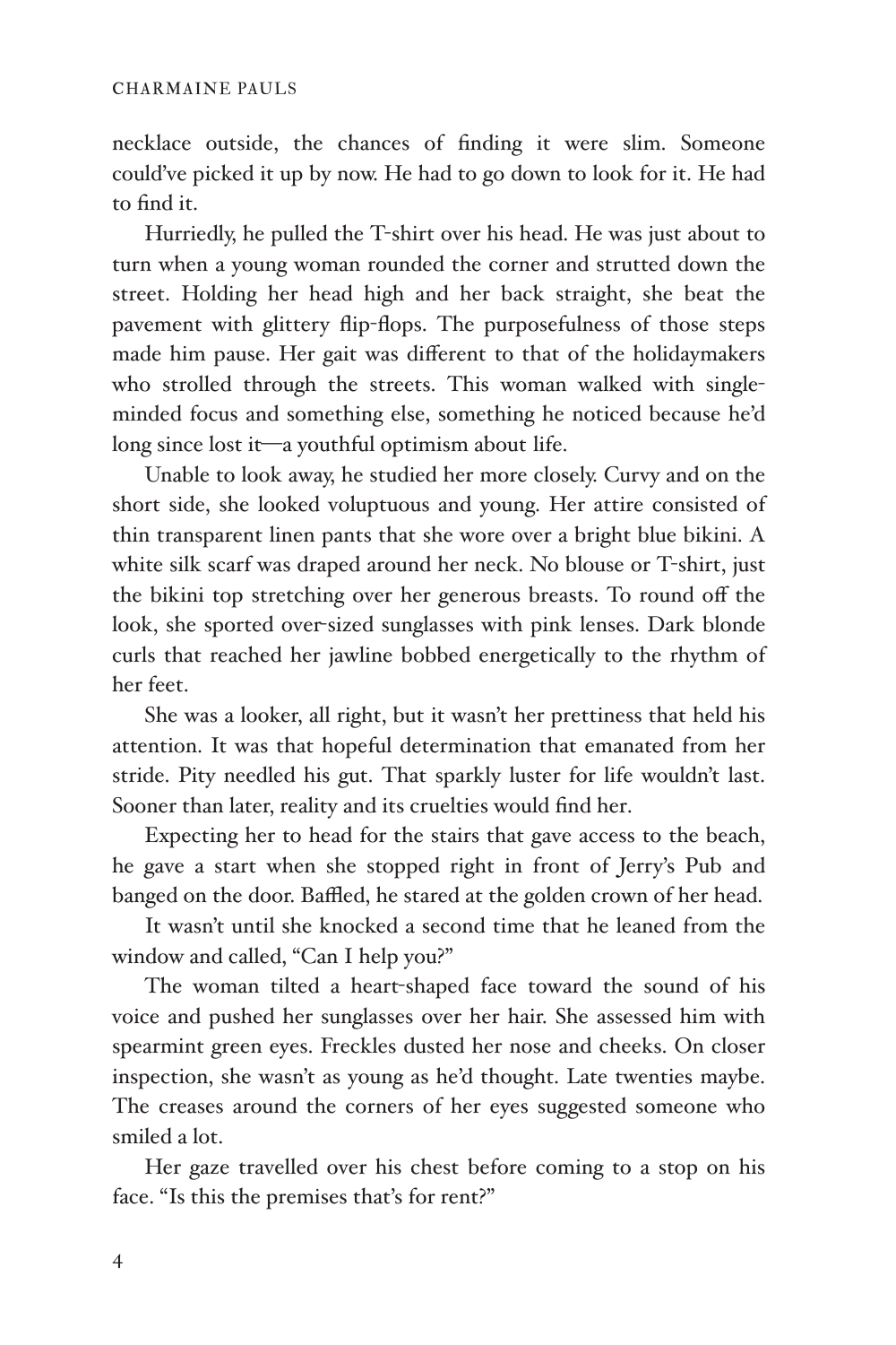necklace outside, the chances of finding it were slim. Someone could've picked it up by now. He had to go down to look for it. He had to find it.

Hurriedly, he pulled the T-shirt over his head. He was just about to turn when a young woman rounded the corner and strutted down the street. Holding her head high and her back straight, she beat the pavement with glittery flip-flops. The purposefulness of those steps made him pause. Her gait was different to that of the holidaymakers who strolled through the streets. This woman walked with single-minded focus and something else, something he noticed because he'd long since lost it—a youthful optimism about life.

Unable to look away, he studied her more closely. Curvy and on the short side, she looked voluptuous and young. Her attire consisted of thin transparent linen pants that she wore over a bright blue bikini. A white silk scarf was draped around her neck. No blouse or T-shirt, just the bikini top stretching over her generous breasts. To round off the look, she sported over-sized sunglasses with pink lenses. Dark blonde curls that reached her jawline bobbed energetically to the rhythm of her feet.

She was a looker, all right, but it wasn't her prettiness that held his attention. It was that hopeful determination that emanated from her stride. Pity needled his gut. That sparkly luster for life wouldn't last. Sooner than later, reality and its cruelties would find her.

Expecting her to head for the stairs that gave access to the beach, he gave a start when she stopped right in front of Jerry's Pub and banged on the door. Baffled, he stared at the golden crown of her head.

It wasn't until she knocked a second time that he leaned from the window and called, "Can I help you?"

The woman tilted a heart-shaped face toward the sound of his voice and pushed her sunglasses over her hair. She assessed him with spearmint green eyes. Freckles dusted her nose and cheeks. On closer inspection, she wasn't as young as he'd thought. Late twenties maybe. The creases around the corners of her eyes suggested someone who smiled a lot.

Her gaze travelled over his chest before coming to a stop on his face. "Is this the premises that's for rent?"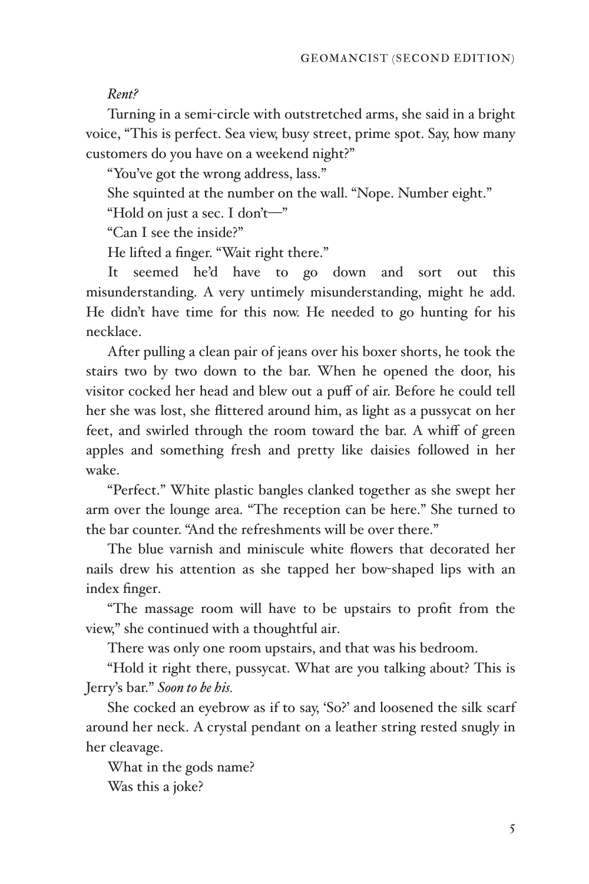*Rent?*

Turning in a semi-circle with outstretched arms, she said in a bright voice, "This is perfect. Sea view, busy street, prime spot. Say, how many customers do you have on a weekend night?"

"You've got the wrong address, lass."

She squinted at the number on the wall. "Nope. Number eight."

"Hold on just a sec. I don't—"

"Can I see the inside?"

He lifted a finger. "Wait right there."

It seemed he'd have to go down and sort out this misunderstanding. A very untimely misunderstanding, might he add. He didn't have time for this now. He needed to go hunting for his necklace.

After pulling a clean pair of jeans over his boxer shorts, he took the stairs two by two down to the bar. When he opened the door, his visitor cocked her head and blew out a puff of air. Before he could tell her she was lost, she flittered around him, as light as a pussycat on her feet, and swirled through the room toward the bar. A whiff of green apples and something fresh and pretty like daisies followed in her wake.

"Perfect." White plastic bangles clanked together as she swept her arm over the lounge area. "The reception can be here." She turned to the bar counter. "And the refreshments will be over there."

The blue varnish and miniscule white flowers that decorated her nails drew his attention as she tapped her bow-shaped lips with an index finger.

"The massage room will have to be upstairs to profit from the view," she continued with a thoughtful air.

There was only one room upstairs, and that was his bedroom.

"Hold it right there, pussycat. What are you talking about? This is Jerry's bar." *Soon to be his.*

She cocked an eyebrow as if to say, 'So?' and loosened the silk scarf around her neck. A crystal pendant on a leather string rested snugly in her cleavage.

What in the gods name?

Was this a joke?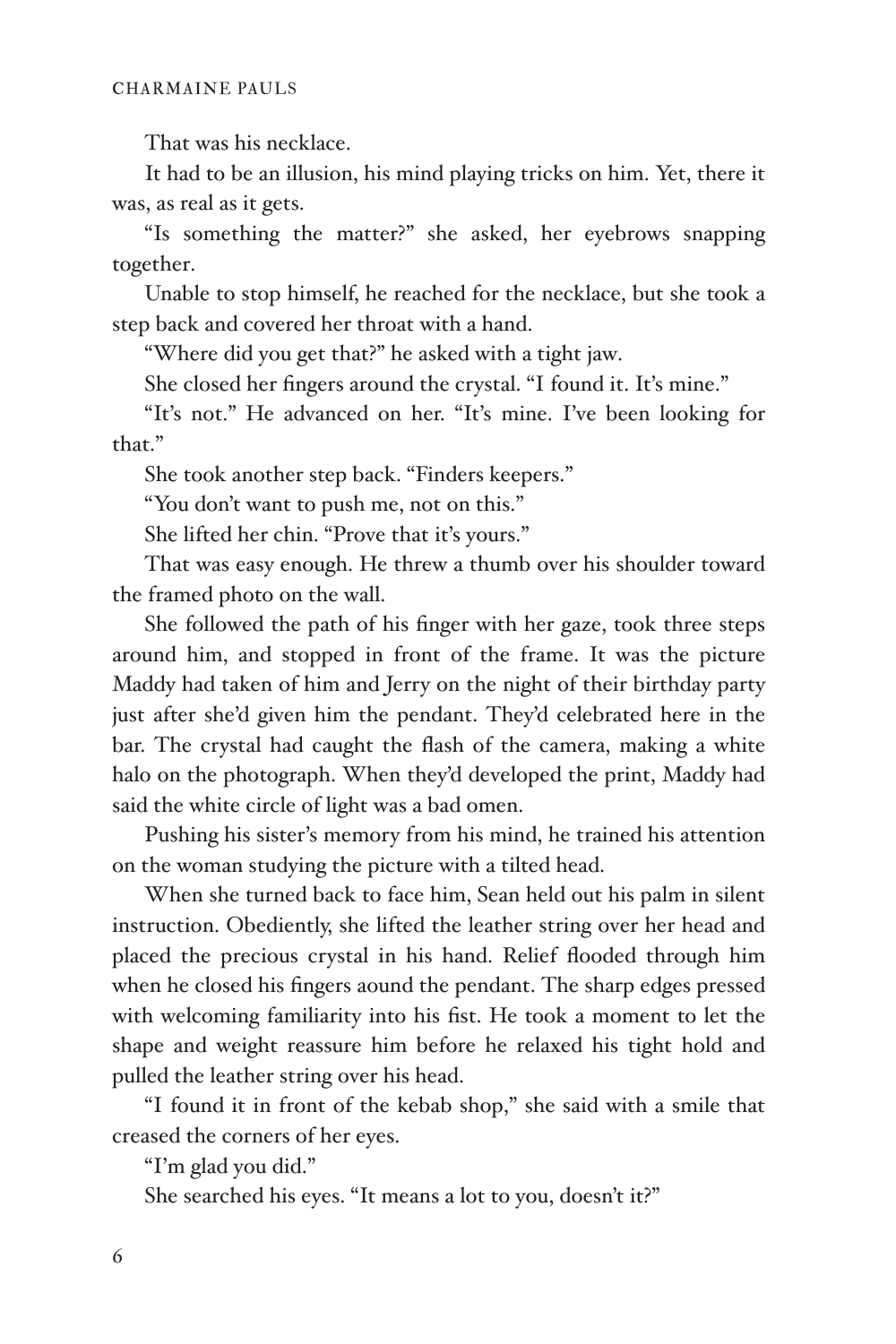That was his necklace.

It had to be an illusion, his mind playing tricks on him. Yet, there it was, as real as it gets.

"Is something the matter?" she asked, her eyebrows snapping together.

Unable to stop himself, he reached for the necklace, but she took a step back and covered her throat with a hand.

"Where did you get that?" he asked with a tight jaw.

She closed her fingers around the crystal. "I found it. It's mine."

"It's not." He advanced on her. "It's mine. I've been looking for that."

She took another step back. "Finders keepers."

"You don't want to push me, not on this."

She lifted her chin. "Prove that it's yours."

That was easy enough. He threw a thumb over his shoulder toward the framed photo on the wall.

She followed the path of his finger with her gaze, took three steps around him, and stopped in front of the frame. It was the picture Maddy had taken of him and Jerry on the night of their birthday party just after she'd given him the pendant. They'd celebrated here in the bar. The crystal had caught the flash of the camera, making a white halo on the photograph. When they'd developed the print, Maddy had said the white circle of light was a bad omen.

Pushing his sister's memory from his mind, he trained his attention on the woman studying the picture with a tilted head.

When she turned back to face him, Sean held out his palm in silent instruction. Obediently, she lifted the leather string over her head and placed the precious crystal in his hand. Relief flooded through him when he closed his fingers aound the pendant. The sharp edges pressed with welcoming familiarity into his fist. He took a moment to let the shape and weight reassure him before he relaxed his tight hold and pulled the leather string over his head.

"I found it in front of the kebab shop," she said with a smile that creased the corners of her eyes.

"I'm glad you did."

She searched his eyes. "It means a lot to you, doesn't it?"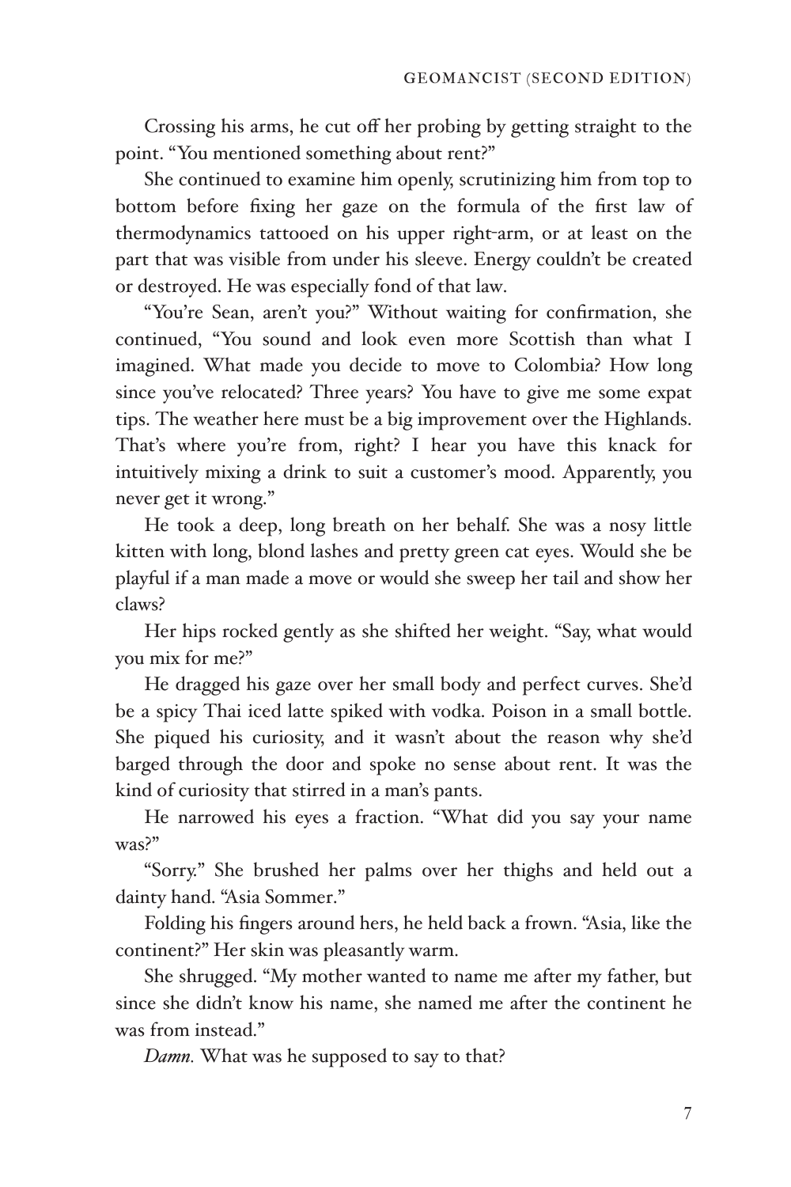Crossing his arms, he cut off her probing by getting straight to the point. "You mentioned something about rent?"

She continued to examine him openly, scrutinizing him from top to bottom before fixing her gaze on the formula of the first law of thermodynamics tattooed on his upper right-arm, or at least on the part that was visible from under his sleeve. Energy couldn't be created or destroyed. He was especially fond of that law.

"You're Sean, aren't you?" Without waiting for confirmation, she continued, "You sound and look even more Scottish than what I imagined. What made you decide to move to Colombia? How long since you've relocated? Three years? You have to give me some expat tips. The weather here must be a big improvement over the Highlands. That's where you're from, right? I hear you have this knack for intuitively mixing a drink to suit a customer's mood. Apparently, you never get it wrong."

He took a deep, long breath on her behalf. She was a nosy little kitten with long, blond lashes and pretty green cat eyes. Would she be playful if a man made a move or would she sweep her tail and show her claws?

Her hips rocked gently as she shifted her weight. "Say, what would you mix for me?"

He dragged his gaze over her small body and perfect curves. She'd be a spicy Thai iced latte spiked with vodka. Poison in a small bottle. She piqued his curiosity, and it wasn't about the reason why she'd barged through the door and spoke no sense about rent. It was the kind of curiosity that stirred in a man's pants.

He narrowed his eyes a fraction. "What did you say your name was?"

"Sorry." She brushed her palms over her thighs and held out a dainty hand. "Asia Sommer."

Folding his fingers around hers, he held back a frown. "Asia, like the continent?" Her skin was pleasantly warm.

She shrugged. "My mother wanted to name me after my father, but since she didn't know his name, she named me after the continent he was from instead."

*Damn.* What was he supposed to say to that?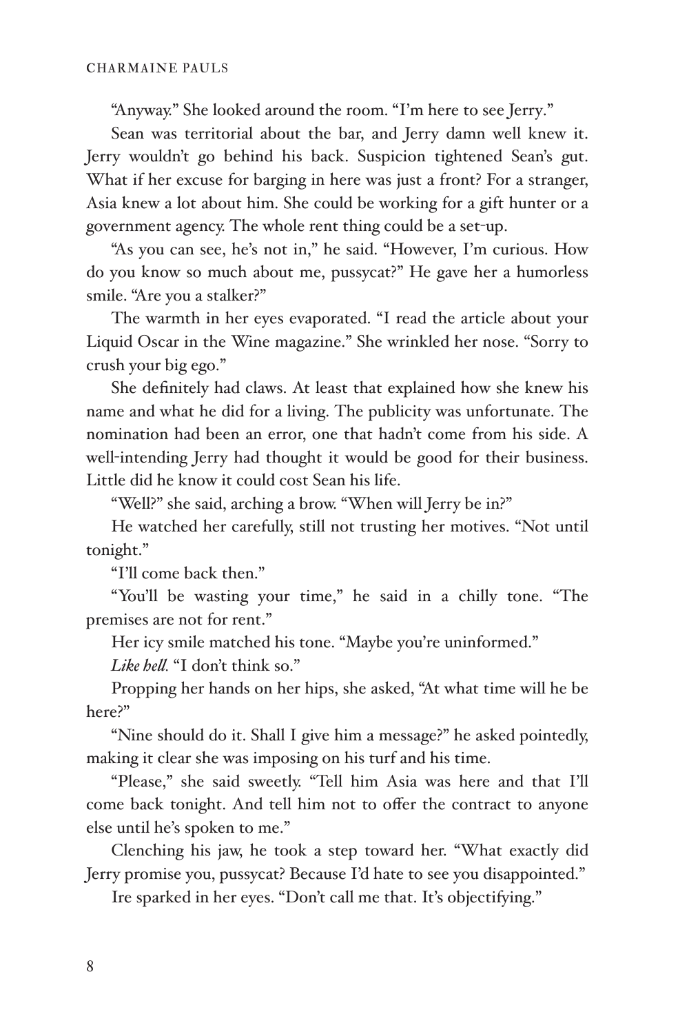"Anyway." She looked around the room. "I'm here to see Jerry."

Sean was territorial about the bar, and Jerry damn well knew it. Jerry wouldn't go behind his back. Suspicion tightened Sean's gut. What if her excuse for barging in here was just a front? For a stranger, Asia knew a lot about him. She could be working for a gift hunter or a government agency. The whole rent thing could be a set-up.

"As you can see, he's not in," he said. "However, I'm curious. How do you know so much about me, pussycat?" He gave her a humorless smile. "Are you a stalker?"

The warmth in her eyes evaporated. "I read the article about your Liquid Oscar in the Wine magazine." She wrinkled her nose. "Sorry to crush your big ego."

She definitely had claws. At least that explained how she knew his name and what he did for a living. The publicity was unfortunate. The nomination had been an error, one that hadn't come from his side. A well-intending Jerry had thought it would be good for their business. Little did he know it could cost Sean his life.

"Well?" she said, arching a brow. "When will Jerry be in?"

He watched her carefully, still not trusting her motives. "Not until tonight."

"I'll come back then."

"You'll be wasting your time," he said in a chilly tone. "The premises are not for rent."

Her icy smile matched his tone. "Maybe you're uninformed."

*Like hell.* "I don't think so."

Propping her hands on her hips, she asked, "At what time will he be here?"

"Nine should do it. Shall I give him a message?" he asked pointedly, making it clear she was imposing on his turf and his time.

"Please," she said sweetly. "Tell him Asia was here and that I'll come back tonight. And tell him not to offer the contract to anyone else until he's spoken to me."

Clenching his jaw, he took a step toward her. "What exactly did Jerry promise you, pussycat? Because I'd hate to see you disappointed."

Ire sparked in her eyes. "Don't call me that. It's objectifying."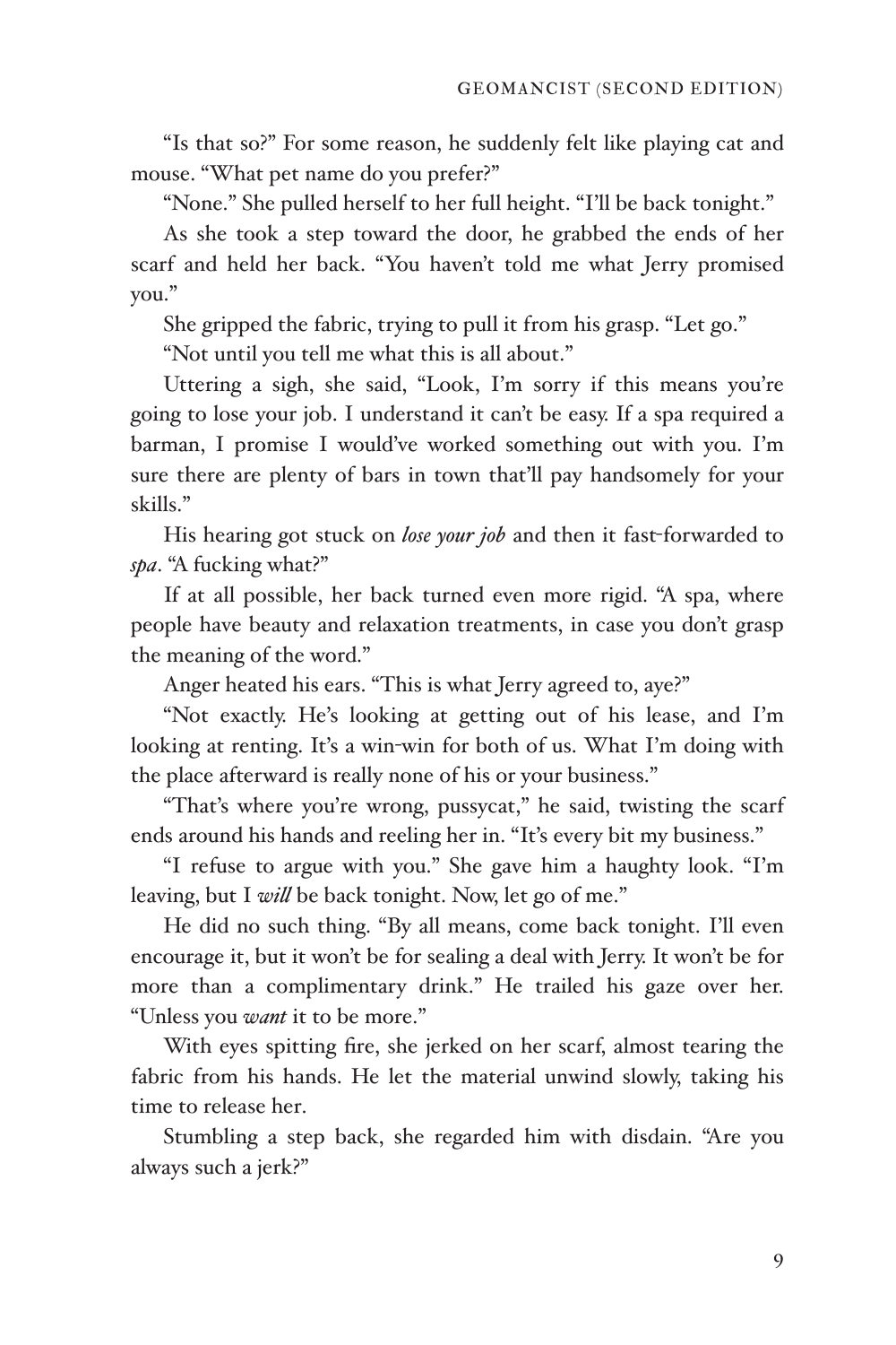"Is that so?" For some reason, he suddenly felt like playing cat and mouse. "What pet name do you prefer?"

"None." She pulled herself to her full height. "I'll be back tonight."

As she took a step toward the door, he grabbed the ends of her scarf and held her back. "You haven't told me what Jerry promised you."

She gripped the fabric, trying to pull it from his grasp. "Let go."

"Not until you tell me what this is all about."

Uttering a sigh, she said, "Look, I'm sorry if this means you're going to lose your job. I understand it can't be easy. If a spa required a barman, I promise I would've worked something out with you. I'm sure there are plenty of bars in town that'll pay handsomely for your skills."

His hearing got stuck on *lose your job* and then it fast-forwarded to *spa*. "A fucking what?"

If at all possible, her back turned even more rigid. "A spa, where people have beauty and relaxation treatments, in case you don't grasp the meaning of the word."

Anger heated his ears. "This is what Jerry agreed to, aye?"

"Not exactly. He's looking at getting out of his lease, and I'm looking at renting. It's a win-win for both of us. What I'm doing with the place afterward is really none of his or your business."

"That's where you're wrong, pussycat," he said, twisting the scarf ends around his hands and reeling her in. "It's every bit my business."

"I refuse to argue with you." She gave him a haughty look. "I'm leaving, but I *will* be back tonight. Now, let go of me."

He did no such thing. "By all means, come back tonight. I'll even encourage it, but it won't be for sealing a deal with Jerry. It won't be for more than a complimentary drink." He trailed his gaze over her. "Unless you *want* it to be more."

With eyes spitting fire, she jerked on her scarf, almost tearing the fabric from his hands. He let the material unwind slowly, taking his time to release her.

Stumbling a step back, she regarded him with disdain. "Are you always such a jerk?"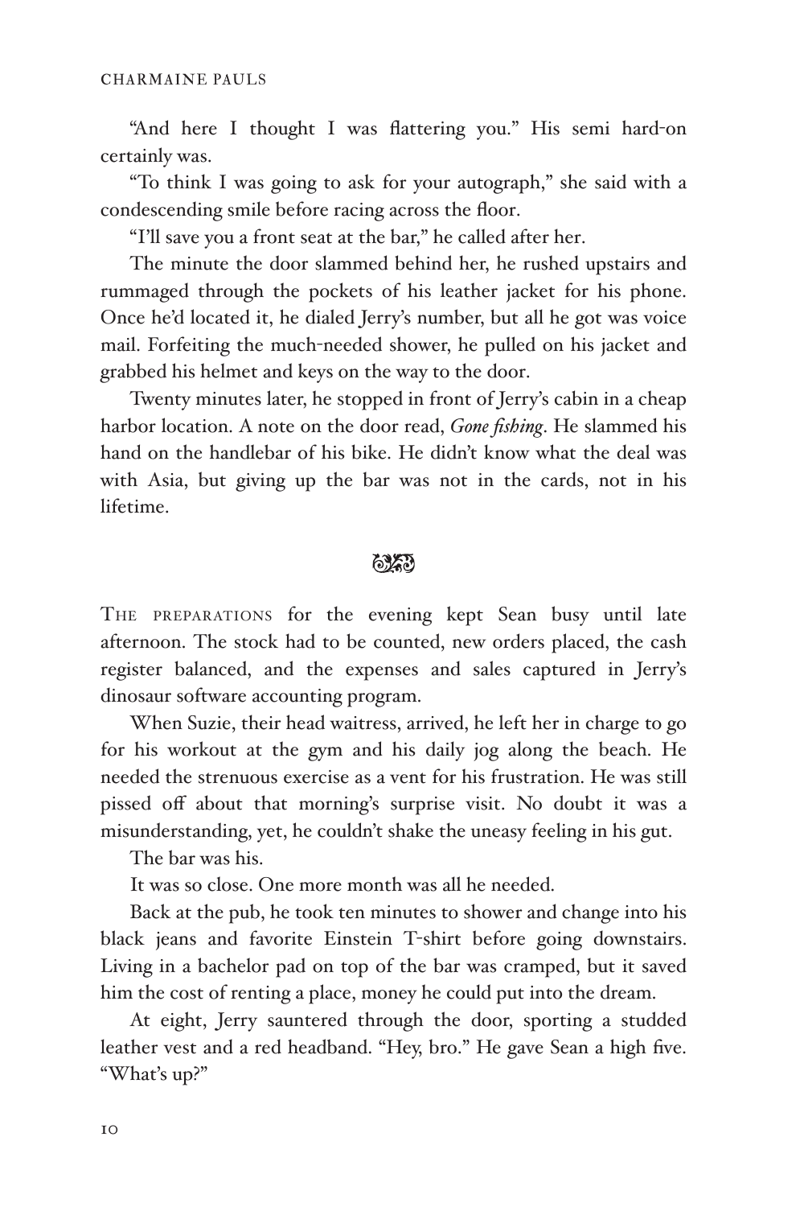"And here I thought I was flattering you." His semi hard-on certainly was.

"To think I was going to ask for your autograph," she said with a condescending smile before racing across the floor.

"I'll save you a front seat at the bar," he called after her.

The minute the door slammed behind her, he rushed upstairs and rummaged through the pockets of his leather jacket for his phone. Once he'd located it, he dialed Jerry's number, but all he got was voice mail. Forfeiting the much-needed shower, he pulled on his jacket and grabbed his helmet and keys on the way to the door.

Twenty minutes later, he stopped in front of Jerry's cabin in a cheap harbor location. A note on the door read, *Gone fishing*. He slammed his hand on the handlebar of his bike. He didn't know what the deal was with Asia, but giving up the bar was not in the cards, not in his lifetime.

---

THE PREPARATIONS for the evening kept Sean busy until late afternoon. The stock had to be counted, new orders placed, the cash register balanced, and the expenses and sales captured in Jerry's dinosaur software accounting program.

When Suzie, their head waitress, arrived, he left her in charge to go for his workout at the gym and his daily jog along the beach. He needed the strenuous exercise as a vent for his frustration. He was still pissed off about that morning's surprise visit. No doubt it was a misunderstanding, yet, he couldn't shake the uneasy feeling in his gut.

The bar was his.

It was so close. One more month was all he needed.

Back at the pub, he took ten minutes to shower and change into his black jeans and favorite Einstein T-shirt before going downstairs. Living in a bachelor pad on top of the bar was cramped, but it saved him the cost of renting a place, money he could put into the dream.

At eight, Jerry sauntered through the door, sporting a studded leather vest and a red headband. "Hey, bro." He gave Sean a high five. "What's up?"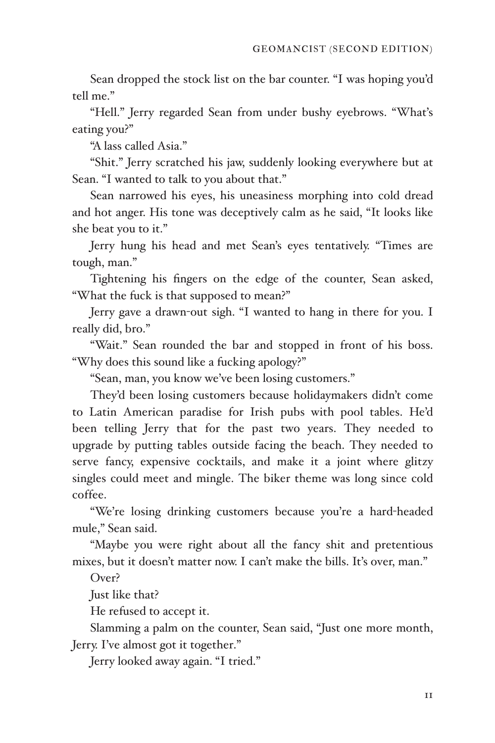Sean dropped the stock list on the bar counter. "I was hoping you'd tell me."

"Hell." Jerry regarded Sean from under bushy eyebrows. "What's eating you?"

"A lass called Asia."

"Shit." Jerry scratched his jaw, suddenly looking everywhere but at Sean. "I wanted to talk to you about that."

Sean narrowed his eyes, his uneasiness morphing into cold dread and hot anger. His tone was deceptively calm as he said, "It looks like she beat you to it."

Jerry hung his head and met Sean's eyes tentatively. "Times are tough, man."

Tightening his fingers on the edge of the counter, Sean asked, "What the fuck is that supposed to mean?"

Jerry gave a drawn-out sigh. "I wanted to hang in there for you. I really did, bro."

"Wait." Sean rounded the bar and stopped in front of his boss. "Why does this sound like a fucking apology?"

"Sean, man, you know we've been losing customers."

They'd been losing customers because holidaymakers didn't come to Latin American paradise for Irish pubs with pool tables. He'd been telling Jerry that for the past two years. They needed to upgrade by putting tables outside facing the beach. They needed to serve fancy, expensive cocktails, and make it a joint where glitzy singles could meet and mingle. The biker theme was long since cold coffee.

"We're losing drinking customers because you're a hard-headed mule," Sean said.

"Maybe you were right about all the fancy shit and pretentious mixes, but it doesn't matter now. I can't make the bills. It's over, man."

Over?

Just like that?

He refused to accept it.

Slamming a palm on the counter, Sean said, "Just one more month, Jerry. I've almost got it together."

Jerry looked away again. "I tried."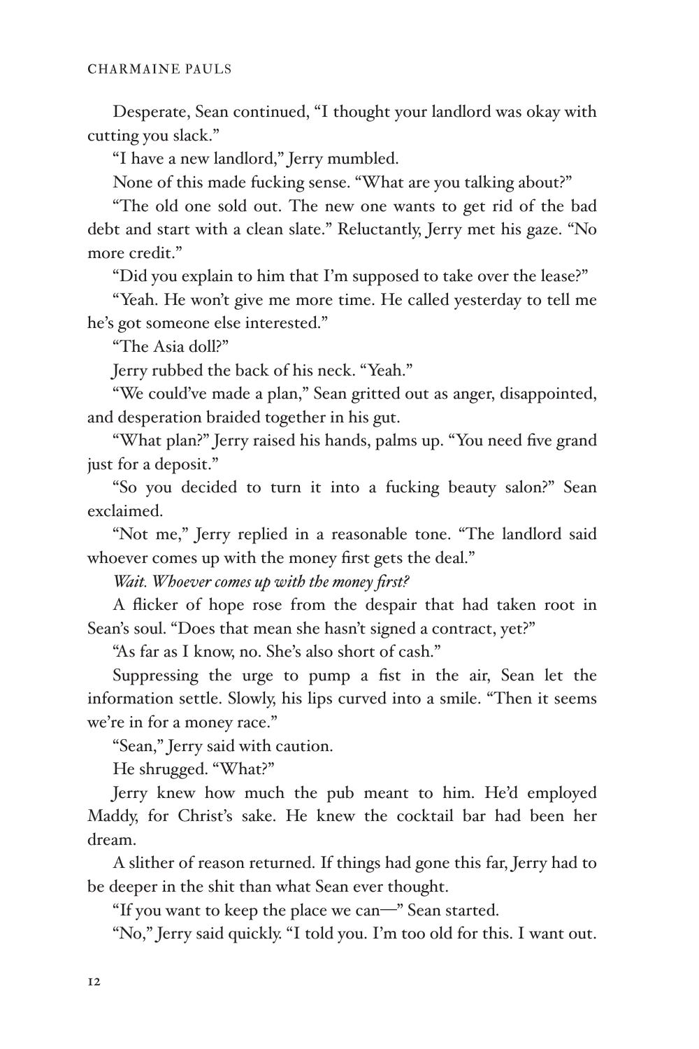Desperate, Sean continued, "I thought your landlord was okay with cutting you slack."

"I have a new landlord," Jerry mumbled.

None of this made fucking sense. "What are you talking about?"

"The old one sold out. The new one wants to get rid of the bad debt and start with a clean slate." Reluctantly, Jerry met his gaze. "No more credit."

"Did you explain to him that I'm supposed to take over the lease?"

"Yeah. He won't give me more time. He called yesterday to tell me he's got someone else interested."

"The Asia doll?"

Jerry rubbed the back of his neck. "Yeah."

"We could've made a plan," Sean gritted out as anger, disappointed, and desperation braided together in his gut.

"What plan?" Jerry raised his hands, palms up. "You need five grand just for a deposit."

"So you decided to turn it into a fucking beauty salon?" Sean exclaimed.

"Not me," Jerry replied in a reasonable tone. "The landlord said whoever comes up with the money first gets the deal."

*Wait. Whoever comes up with the money first?*

A flicker of hope rose from the despair that had taken root in Sean's soul. "Does that mean she hasn't signed a contract, yet?"

"As far as I know, no. She's also short of cash."

Suppressing the urge to pump a fist in the air, Sean let the information settle. Slowly, his lips curved into a smile. "Then it seems we're in for a money race."

"Sean," Jerry said with caution.

He shrugged. "What?"

Jerry knew how much the pub meant to him. He'd employed Maddy, for Christ's sake. He knew the cocktail bar had been her dream.

A slither of reason returned. If things had gone this far, Jerry had to be deeper in the shit than what Sean ever thought.

"If you want to keep the place we can—" Sean started.

"No," Jerry said quickly. "I told you. I'm too old for this. I want out.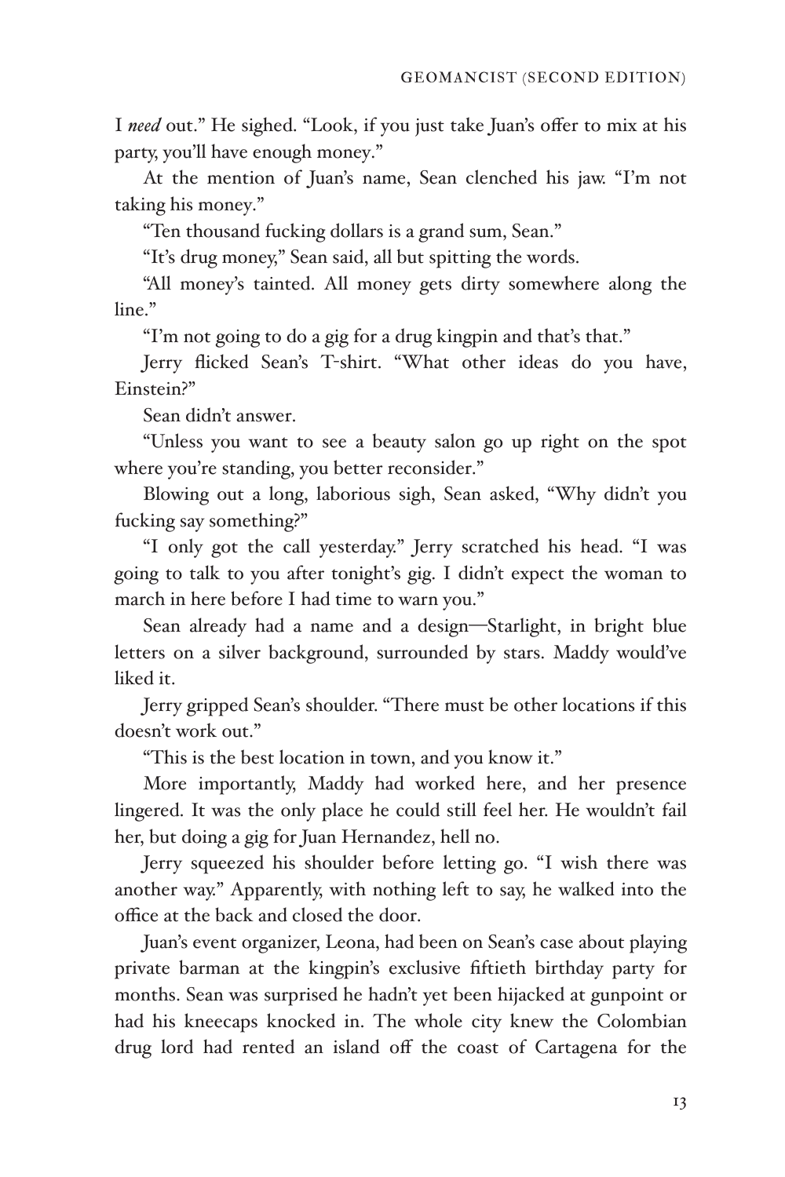I *need* out." He sighed. "Look, if you just take Juan's offer to mix at his party, you'll have enough money."

At the mention of Juan's name, Sean clenched his jaw. "I'm not taking his money."

"Ten thousand fucking dollars is a grand sum, Sean."

"It's drug money," Sean said, all but spitting the words.

"All money's tainted. All money gets dirty somewhere along the line."

"I'm not going to do a gig for a drug kingpin and that's that."

Jerry flicked Sean's T-shirt. "What other ideas do you have, Einstein?"

Sean didn't answer.

"Unless you want to see a beauty salon go up right on the spot where you're standing, you better reconsider."

Blowing out a long, laborious sigh, Sean asked, "Why didn't you fucking say something?"

"I only got the call yesterday." Jerry scratched his head. "I was going to talk to you after tonight's gig. I didn't expect the woman to march in here before I had time to warn you."

Sean already had a name and a design—Starlight, in bright blue letters on a silver background, surrounded by stars. Maddy would've liked it.

Jerry gripped Sean's shoulder. "There must be other locations if this doesn't work out."

"This is the best location in town, and you know it."

More importantly, Maddy had worked here, and her presence lingered. It was the only place he could still feel her. He wouldn't fail her, but doing a gig for Juan Hernandez, hell no.

Jerry squeezed his shoulder before letting go. "I wish there was another way." Apparently, with nothing left to say, he walked into the office at the back and closed the door.

Juan's event organizer, Leona, had been on Sean's case about playing private barman at the kingpin's exclusive fiftieth birthday party for months. Sean was surprised he hadn't yet been hijacked at gunpoint or had his kneecaps knocked in. The whole city knew the Colombian drug lord had rented an island off the coast of Cartagena for the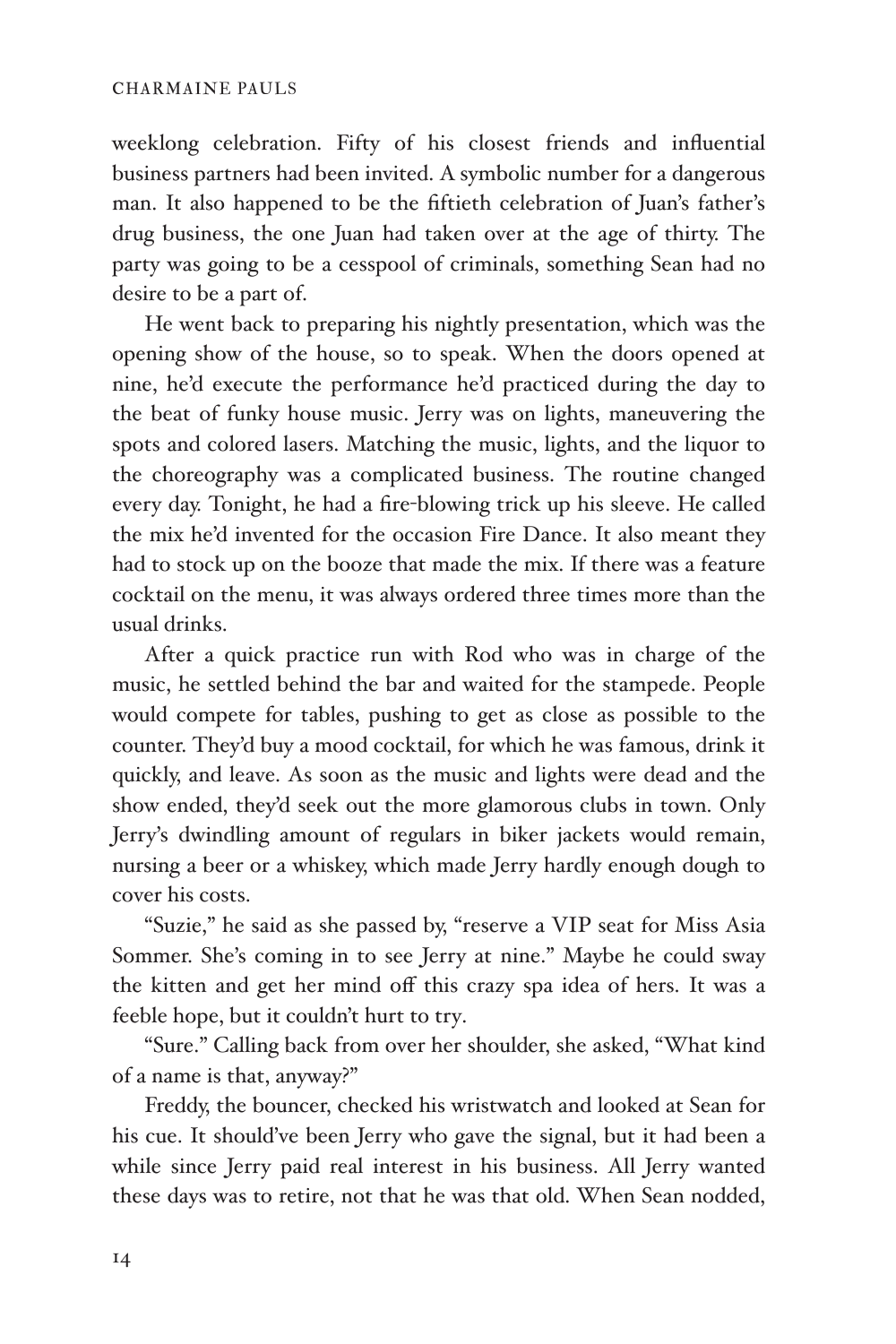weeklong celebration. Fifty of his closest friends and influential business partners had been invited. A symbolic number for a dangerous man. It also happened to be the fiftieth celebration of Juan's father's drug business, the one Juan had taken over at the age of thirty. The party was going to be a cesspool of criminals, something Sean had no desire to be a part of.

He went back to preparing his nightly presentation, which was the opening show of the house, so to speak. When the doors opened at nine, he'd execute the performance he'd practiced during the day to the beat of funky house music. Jerry was on lights, maneuvering the spots and colored lasers. Matching the music, lights, and the liquor to the choreography was a complicated business. The routine changed every day. Tonight, he had a fire-blowing trick up his sleeve. He called the mix he'd invented for the occasion Fire Dance. It also meant they had to stock up on the booze that made the mix. If there was a feature cocktail on the menu, it was always ordered three times more than the usual drinks.

After a quick practice run with Rod who was in charge of the music, he settled behind the bar and waited for the stampede. People would compete for tables, pushing to get as close as possible to the counter. They'd buy a mood cocktail, for which he was famous, drink it quickly, and leave. As soon as the music and lights were dead and the show ended, they'd seek out the more glamorous clubs in town. Only Jerry's dwindling amount of regulars in biker jackets would remain, nursing a beer or a whiskey, which made Jerry hardly enough dough to cover his costs.

"Suzie," he said as she passed by, "reserve a VIP seat for Miss Asia Sommer. She's coming in to see Jerry at nine." Maybe he could sway the kitten and get her mind off this crazy spa idea of hers. It was a feeble hope, but it couldn't hurt to try.

"Sure." Calling back from over her shoulder, she asked, "What kind of a name is that, anyway?"

Freddy, the bouncer, checked his wristwatch and looked at Sean for his cue. It should've been Jerry who gave the signal, but it had been a while since Jerry paid real interest in his business. All Jerry wanted these days was to retire, not that he was that old. When Sean nodded,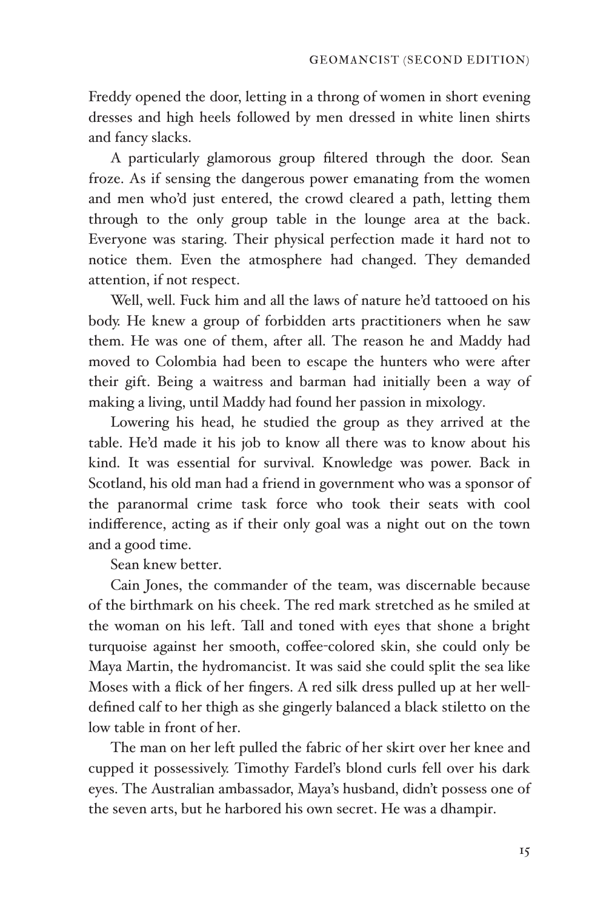Freddy opened the door, letting in a throng of women in short evening dresses and high heels followed by men dressed in white linen shirts and fancy slacks.

A particularly glamorous group filtered through the door. Sean froze. As if sensing the dangerous power emanating from the women and men who'd just entered, the crowd cleared a path, letting them through to the only group table in the lounge area at the back. Everyone was staring. Their physical perfection made it hard not to notice them. Even the atmosphere had changed. They demanded attention, if not respect.

Well, well. Fuck him and all the laws of nature he'd tattooed on his body. He knew a group of forbidden arts practitioners when he saw them. He was one of them, after all. The reason he and Maddy had moved to Colombia had been to escape the hunters who were after their gift. Being a waitress and barman had initially been a way of making a living, until Maddy had found her passion in mixology.

Lowering his head, he studied the group as they arrived at the table. He'd made it his job to know all there was to know about his kind. It was essential for survival. Knowledge was power. Back in Scotland, his old man had a friend in government who was a sponsor of the paranormal crime task force who took their seats with cool indifference, acting as if their only goal was a night out on the town and a good time.

Sean knew better.

Cain Jones, the commander of the team, was discernable because of the birthmark on his cheek. The red mark stretched as he smiled at the woman on his left. Tall and toned with eyes that shone a bright turquoise against her smooth, coffee-colored skin, she could only be Maya Martin, the hydromancist. It was said she could split the sea like Moses with a flick of her fingers. A red silk dress pulled up at her well-defined calf to her thigh as she gingerly balanced a black stiletto on the low table in front of her.

The man on her left pulled the fabric of her skirt over her knee and cupped it possessively. Timothy Fardel's blond curls fell over his dark eyes. The Australian ambassador, Maya's husband, didn't possess one of the seven arts, but he harbored his own secret. He was a dhampir.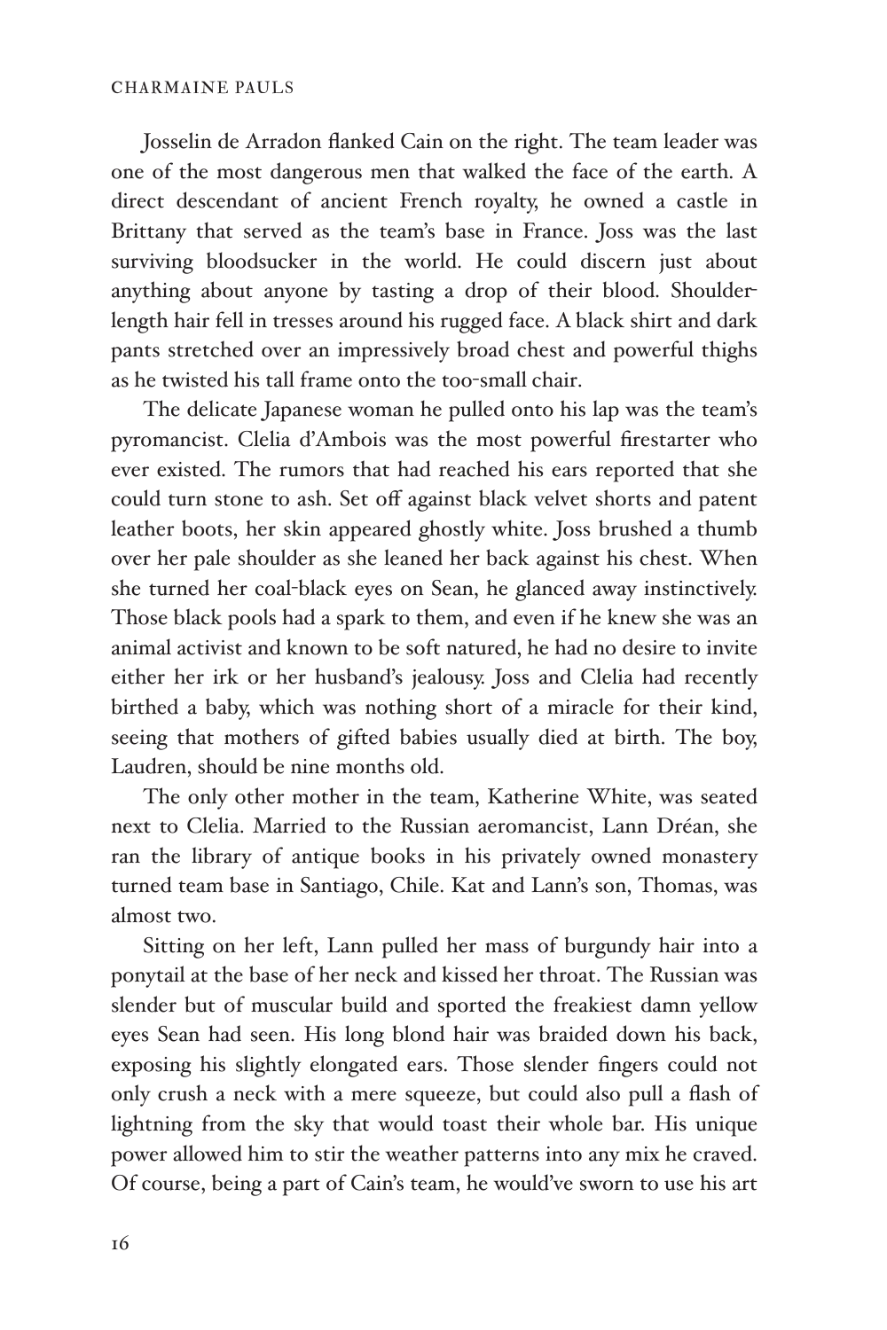Josselin de Arradon flanked Cain on the right. The team leader was one of the most dangerous men that walked the face of the earth. A direct descendant of ancient French royalty, he owned a castle in Brittany that served as the team's base in France. Joss was the last surviving bloodsucker in the world. He could discern just about anything about anyone by tasting a drop of their blood. Shoulder-length hair fell in tresses around his rugged face. A black shirt and dark pants stretched over an impressively broad chest and powerful thighs as he twisted his tall frame onto the too-small chair.

The delicate Japanese woman he pulled onto his lap was the team's pyromancist. Clelia d'Ambois was the most powerful firestarter who ever existed. The rumors that had reached his ears reported that she could turn stone to ash. Set off against black velvet shorts and patent leather boots, her skin appeared ghostly white. Joss brushed a thumb over her pale shoulder as she leaned her back against his chest. When she turned her coal-black eyes on Sean, he glanced away instinctively. Those black pools had a spark to them, and even if he knew she was an animal activist and known to be soft natured, he had no desire to invite either her irk or her husband's jealousy. Joss and Clelia had recently birthed a baby, which was nothing short of a miracle for their kind, seeing that mothers of gifted babies usually died at birth. The boy, Laudren, should be nine months old.

The only other mother in the team, Katherine White, was seated next to Clelia. Married to the Russian aeromancist, Lann Dréan, she ran the library of antique books in his privately owned monastery turned team base in Santiago, Chile. Kat and Lann's son, Thomas, was almost two.

Sitting on her left, Lann pulled her mass of burgundy hair into a ponytail at the base of her neck and kissed her throat. The Russian was slender but of muscular build and sported the freakiest damn yellow eyes Sean had seen. His long blond hair was braided down his back, exposing his slightly elongated ears. Those slender fingers could not only crush a neck with a mere squeeze, but could also pull a flash of lightning from the sky that would toast their whole bar. His unique power allowed him to stir the weather patterns into any mix he craved. Of course, being a part of Cain's team, he would've sworn to use his art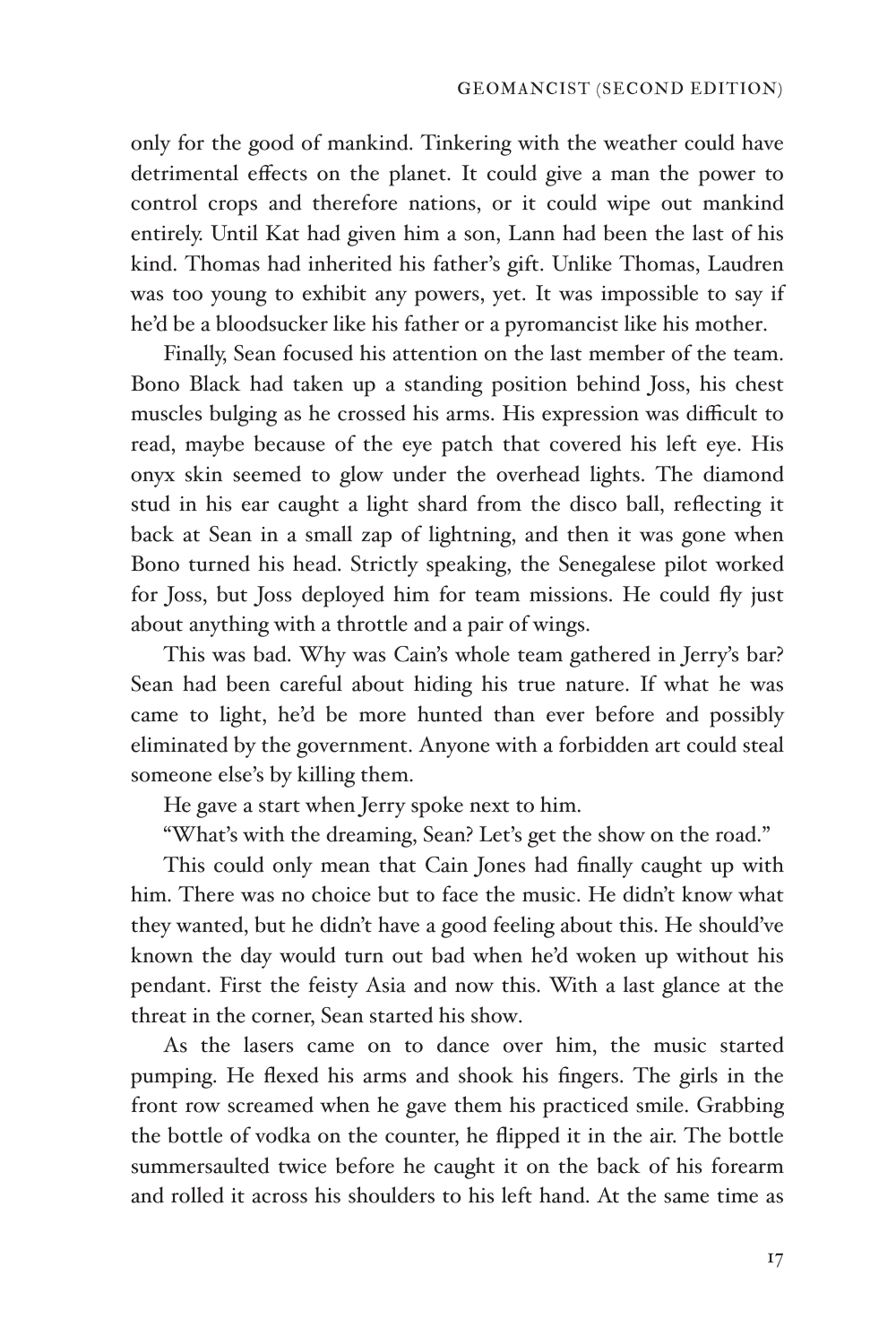only for the good of mankind. Tinkering with the weather could have detrimental effects on the planet. It could give a man the power to control crops and therefore nations, or it could wipe out mankind entirely. Until Kat had given him a son, Lann had been the last of his kind. Thomas had inherited his father's gift. Unlike Thomas, Laudren was too young to exhibit any powers, yet. It was impossible to say if he'd be a bloodsucker like his father or a pyromancist like his mother.

Finally, Sean focused his attention on the last member of the team. Bono Black had taken up a standing position behind Joss, his chest muscles bulging as he crossed his arms. His expression was difficult to read, maybe because of the eye patch that covered his left eye. His onyx skin seemed to glow under the overhead lights. The diamond stud in his ear caught a light shard from the disco ball, reflecting it back at Sean in a small zap of lightning, and then it was gone when Bono turned his head. Strictly speaking, the Senegalese pilot worked for Joss, but Joss deployed him for team missions. He could fly just about anything with a throttle and a pair of wings.

This was bad. Why was Cain's whole team gathered in Jerry's bar? Sean had been careful about hiding his true nature. If what he was came to light, he'd be more hunted than ever before and possibly eliminated by the government. Anyone with a forbidden art could steal someone else's by killing them.

He gave a start when Jerry spoke next to him.

"What's with the dreaming, Sean? Let's get the show on the road."

This could only mean that Cain Jones had finally caught up with him. There was no choice but to face the music. He didn't know what they wanted, but he didn't have a good feeling about this. He should've known the day would turn out bad when he'd woken up without his pendant. First the feisty Asia and now this. With a last glance at the threat in the corner, Sean started his show.

As the lasers came on to dance over him, the music started pumping. He flexed his arms and shook his fingers. The girls in the front row screamed when he gave them his practiced smile. Grabbing the bottle of vodka on the counter, he flipped it in the air. The bottle summersaulted twice before he caught it on the back of his forearm and rolled it across his shoulders to his left hand. At the same time as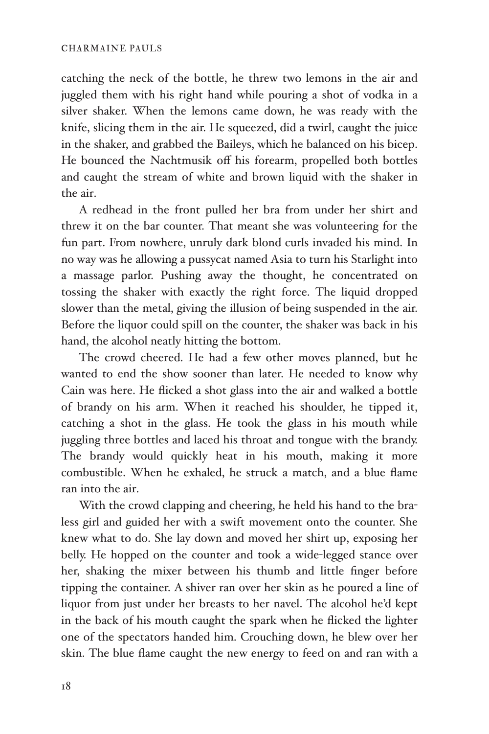catching the neck of the bottle, he threw two lemons in the air and juggled them with his right hand while pouring a shot of vodka in a silver shaker. When the lemons came down, he was ready with the knife, slicing them in the air. He squeezed, did a twirl, caught the juice in the shaker, and grabbed the Baileys, which he balanced on his bicep. He bounced the Nachtmusik off his forearm, propelled both bottles and caught the stream of white and brown liquid with the shaker in the air.

A redhead in the front pulled her bra from under her shirt and threw it on the bar counter. That meant she was volunteering for the fun part. From nowhere, unruly dark blond curls invaded his mind. In no way was he allowing a pussycat named Asia to turn his Starlight into a massage parlor. Pushing away the thought, he concentrated on tossing the shaker with exactly the right force. The liquid dropped slower than the metal, giving the illusion of being suspended in the air. Before the liquor could spill on the counter, the shaker was back in his hand, the alcohol neatly hitting the bottom.

The crowd cheered. He had a few other moves planned, but he wanted to end the show sooner than later. He needed to know why Cain was here. He flicked a shot glass into the air and walked a bottle of brandy on his arm. When it reached his shoulder, he tipped it, catching a shot in the glass. He took the glass in his mouth while juggling three bottles and laced his throat and tongue with the brandy. The brandy would quickly heat in his mouth, making it more combustible. When he exhaled, he struck a match, and a blue flame ran into the air.

With the crowd clapping and cheering, he held his hand to the braless girl and guided her with a swift movement onto the counter. She knew what to do. She lay down and moved her shirt up, exposing her belly. He hopped on the counter and took a wide-legged stance over her, shaking the mixer between his thumb and little finger before tipping the container. A shiver ran over her skin as he poured a line of liquor from just under her breasts to her navel. The alcohol he'd kept in the back of his mouth caught the spark when he flicked the lighter one of the spectators handed him. Crouching down, he blew over her skin. The blue flame caught the new energy to feed on and ran with a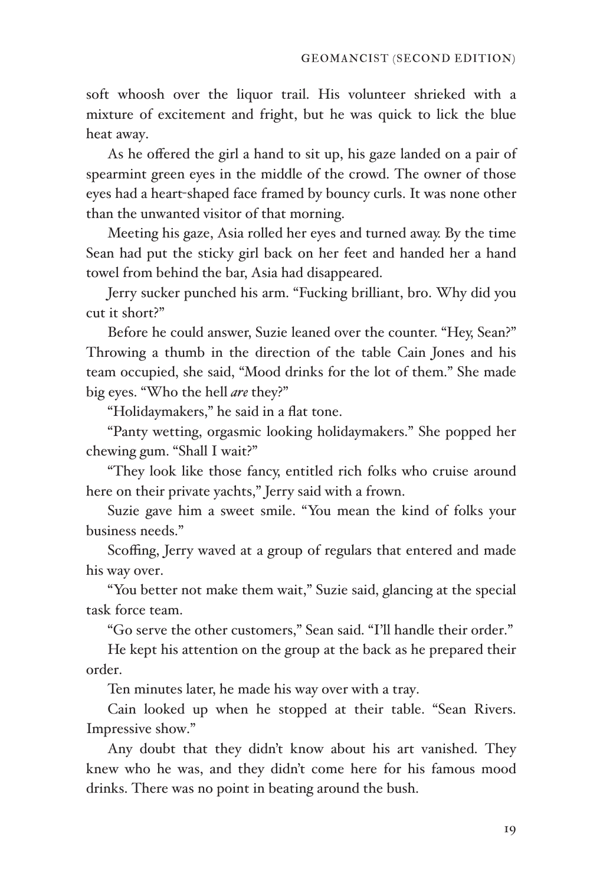soft whoosh over the liquor trail. His volunteer shrieked with a mixture of excitement and fright, but he was quick to lick the blue heat away.

As he offered the girl a hand to sit up, his gaze landed on a pair of spearmint green eyes in the middle of the crowd. The owner of those eyes had a heart-shaped face framed by bouncy curls. It was none other than the unwanted visitor of that morning.

Meeting his gaze, Asia rolled her eyes and turned away. By the time Sean had put the sticky girl back on her feet and handed her a hand towel from behind the bar, Asia had disappeared.

Jerry sucker punched his arm. "Fucking brilliant, bro. Why did you cut it short?"

Before he could answer, Suzie leaned over the counter. "Hey, Sean?" Throwing a thumb in the direction of the table Cain Jones and his team occupied, she said, "Mood drinks for the lot of them." She made big eyes. "Who the hell *are* they?"

"Holidaymakers," he said in a flat tone.

"Panty wetting, orgasmic looking holidaymakers." She popped her chewing gum. "Shall I wait?"

"They look like those fancy, entitled rich folks who cruise around here on their private yachts," Jerry said with a frown.

Suzie gave him a sweet smile. "You mean the kind of folks your business needs."

Scoffing, Jerry waved at a group of regulars that entered and made his way over.

"You better not make them wait," Suzie said, glancing at the special task force team.

"Go serve the other customers," Sean said. "I'll handle their order."

He kept his attention on the group at the back as he prepared their order.

Ten minutes later, he made his way over with a tray.

Cain looked up when he stopped at their table. "Sean Rivers. Impressive show."

Any doubt that they didn't know about his art vanished. They knew who he was, and they didn't come here for his famous mood drinks. There was no point in beating around the bush.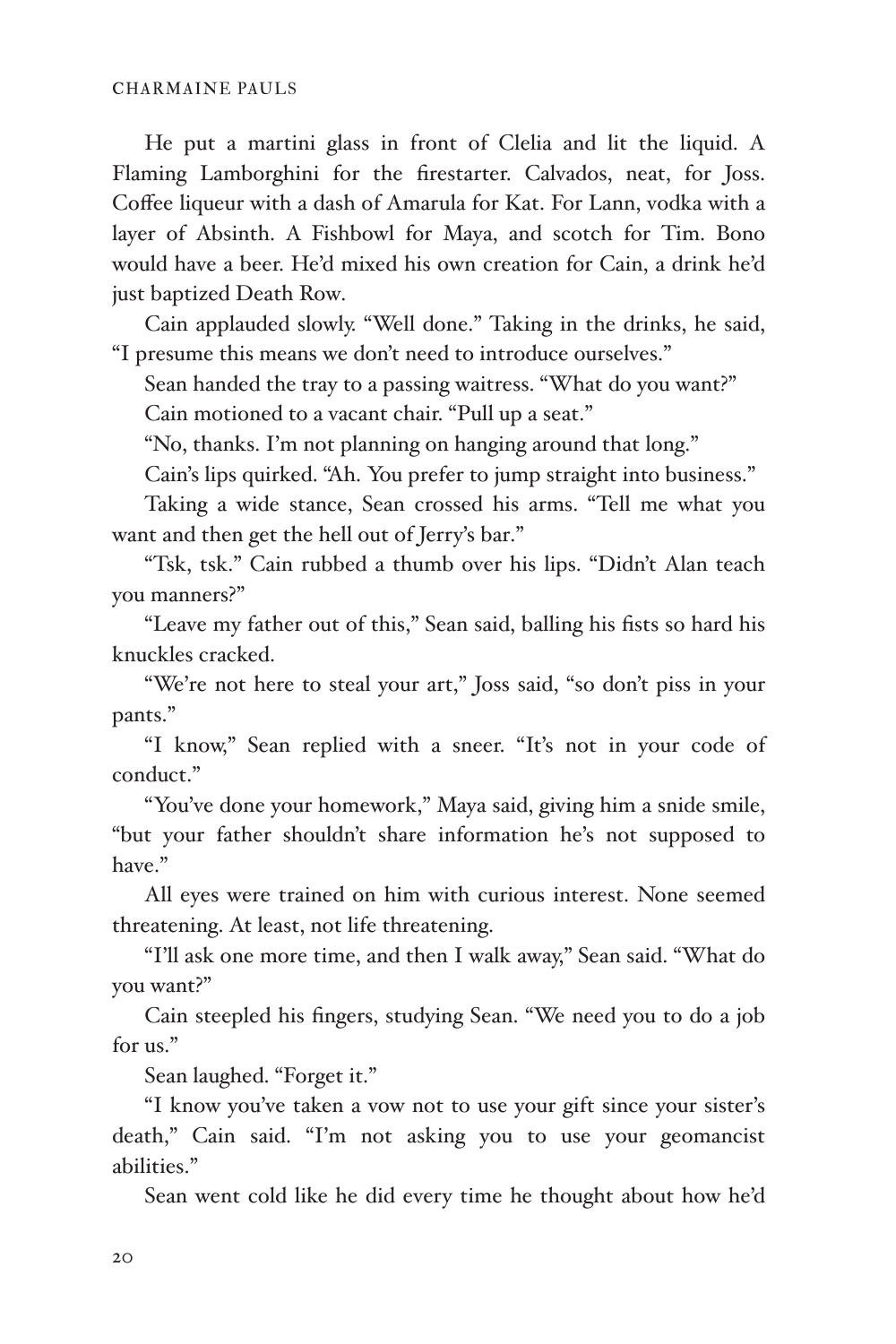He put a martini glass in front of Clelia and lit the liquid. A Flaming Lamborghini for the firestarter. Calvados, neat, for Joss. Coffee liqueur with a dash of Amarula for Kat. For Lann, vodka with a layer of Absinth. A Fishbowl for Maya, and scotch for Tim. Bono would have a beer. He'd mixed his own creation for Cain, a drink he'd just baptized Death Row.

Cain applauded slowly. "Well done." Taking in the drinks, he said, "I presume this means we don't need to introduce ourselves."

Sean handed the tray to a passing waitress. "What do you want?"

Cain motioned to a vacant chair. "Pull up a seat."

"No, thanks. I'm not planning on hanging around that long."

Cain's lips quirked. "Ah. You prefer to jump straight into business."

Taking a wide stance, Sean crossed his arms. "Tell me what you want and then get the hell out of Jerry's bar."

"Tsk, tsk." Cain rubbed a thumb over his lips. "Didn't Alan teach you manners?"

"Leave my father out of this," Sean said, balling his fists so hard his knuckles cracked.

"We're not here to steal your art," Joss said, "so don't piss in your pants."

"I know," Sean replied with a sneer. "It's not in your code of conduct."

"You've done your homework," Maya said, giving him a snide smile, "but your father shouldn't share information he's not supposed to have."

All eyes were trained on him with curious interest. None seemed threatening. At least, not life threatening.

"I'll ask one more time, and then I walk away," Sean said. "What do you want?"

Cain steepled his fingers, studying Sean. "We need you to do a job for us."

Sean laughed. "Forget it."

"I know you've taken a vow not to use your gift since your sister's death," Cain said. "I'm not asking you to use your geomancist abilities."

Sean went cold like he did every time he thought about how he'd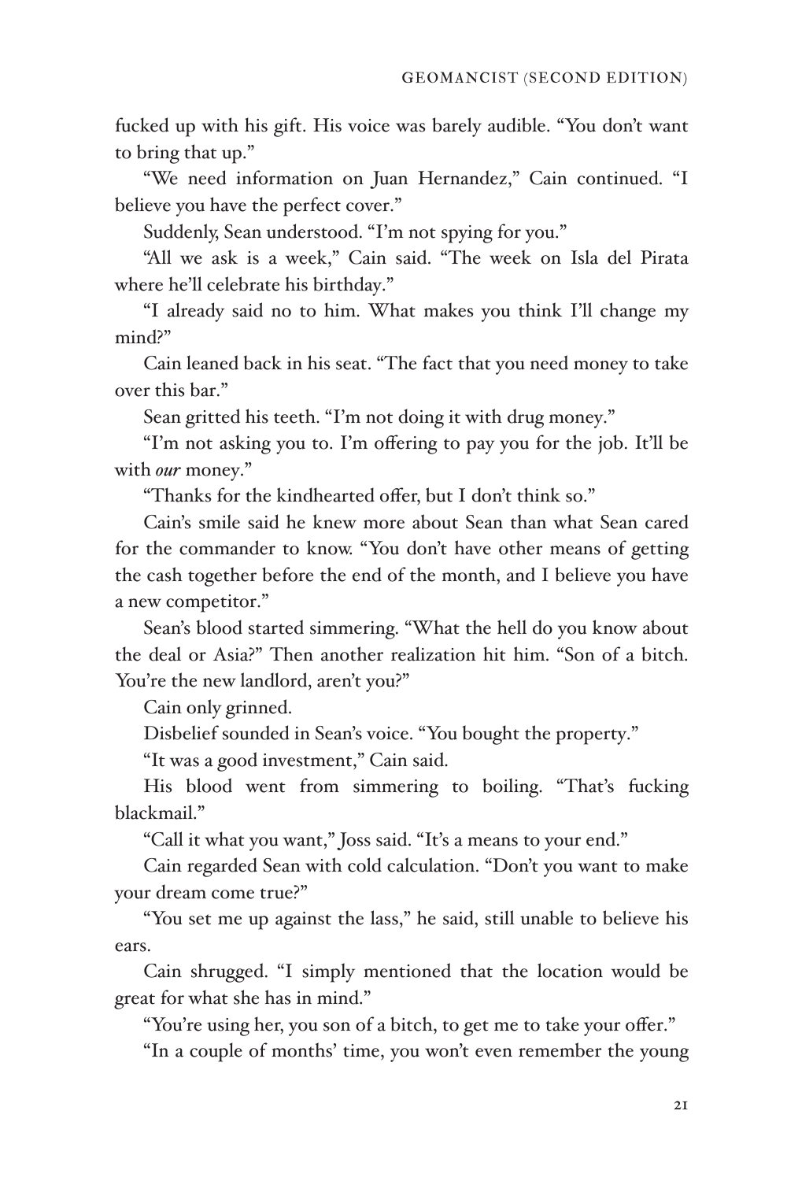fucked up with his gift. His voice was barely audible. "You don't want to bring that up."

"We need information on Juan Hernandez," Cain continued. "I believe you have the perfect cover."

Suddenly, Sean understood. "I'm not spying for you."

"All we ask is a week," Cain said. "The week on Isla del Pirata where he'll celebrate his birthday."

"I already said no to him. What makes you think I'll change my mind?"

Cain leaned back in his seat. "The fact that you need money to take over this bar."

Sean gritted his teeth. "I'm not doing it with drug money."

"I'm not asking you to. I'm offering to pay you for the job. It'll be with *our* money."

"Thanks for the kindhearted offer, but I don't think so."

Cain's smile said he knew more about Sean than what Sean cared for the commander to know. "You don't have other means of getting the cash together before the end of the month, and I believe you have a new competitor."

Sean's blood started simmering. "What the hell do you know about the deal or Asia?" Then another realization hit him. "Son of a bitch. You're the new landlord, aren't you?"

Cain only grinned.

Disbelief sounded in Sean's voice. "You bought the property."

"It was a good investment," Cain said.

His blood went from simmering to boiling. "That's fucking blackmail."

"Call it what you want," Joss said. "It's a means to your end."

Cain regarded Sean with cold calculation. "Don't you want to make your dream come true?"

"You set me up against the lass," he said, still unable to believe his ears.

Cain shrugged. "I simply mentioned that the location would be great for what she has in mind."

"You're using her, you son of a bitch, to get me to take your offer."

"In a couple of months' time, you won't even remember the young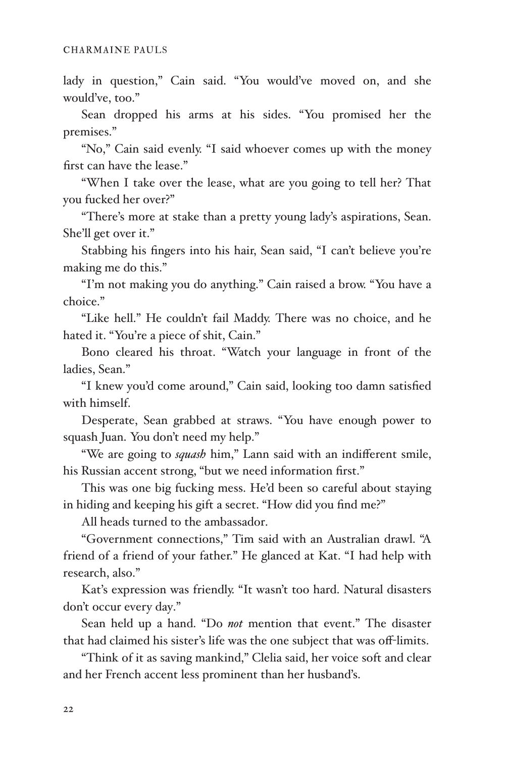lady in question," Cain said. "You would've moved on, and she would've, too."

Sean dropped his arms at his sides. "You promised her the premises."

"No," Cain said evenly. "I said whoever comes up with the money first can have the lease."

"When I take over the lease, what are you going to tell her? That you fucked her over?"

"There's more at stake than a pretty young lady's aspirations, Sean. She'll get over it."

Stabbing his fingers into his hair, Sean said, "I can't believe you're making me do this."

"I'm not making you do anything." Cain raised a brow. "You have a choice."

"Like hell." He couldn't fail Maddy. There was no choice, and he hated it. "You're a piece of shit, Cain."

Bono cleared his throat. "Watch your language in front of the ladies, Sean."

"I knew you'd come around," Cain said, looking too damn satisfied with himself.

Desperate, Sean grabbed at straws. "You have enough power to squash Juan. You don't need my help."

"We are going to *squash* him," Lann said with an indifferent smile, his Russian accent strong, "but we need information first."

This was one big fucking mess. He'd been so careful about staying in hiding and keeping his gift a secret. "How did you find me?"

All heads turned to the ambassador.

"Government connections," Tim said with an Australian drawl. "A friend of a friend of your father." He glanced at Kat. "I had help with research, also."

Kat's expression was friendly. "It wasn't too hard. Natural disasters don't occur every day."

Sean held up a hand. "Do *not* mention that event." The disaster that had claimed his sister's life was the one subject that was off-limits.

"Think of it as saving mankind," Clelia said, her voice soft and clear and her French accent less prominent than her husband's.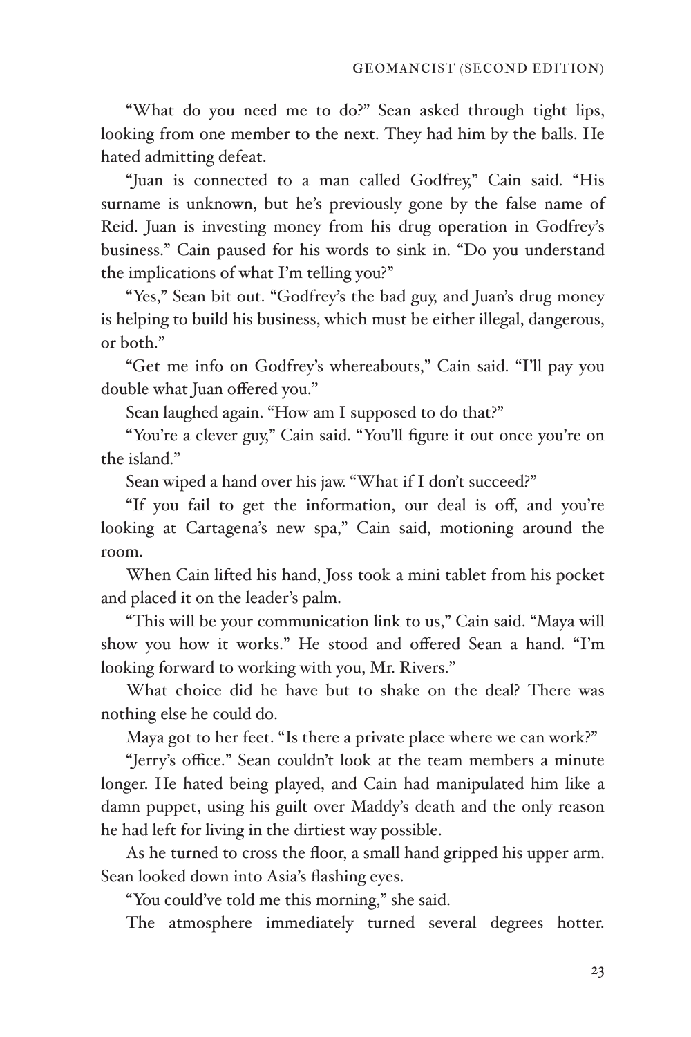"What do you need me to do?" Sean asked through tight lips, looking from one member to the next. They had him by the balls. He hated admitting defeat.

"Juan is connected to a man called Godfrey," Cain said. "His surname is unknown, but he's previously gone by the false name of Reid. Juan is investing money from his drug operation in Godfrey's business." Cain paused for his words to sink in. "Do you understand the implications of what I'm telling you?"

"Yes," Sean bit out. "Godfrey's the bad guy, and Juan's drug money is helping to build his business, which must be either illegal, dangerous, or both."

"Get me info on Godfrey's whereabouts," Cain said. "I'll pay you double what Juan offered you."

Sean laughed again. "How am I supposed to do that?"

"You're a clever guy," Cain said. "You'll figure it out once you're on the island."

Sean wiped a hand over his jaw. "What if I don't succeed?"

"If you fail to get the information, our deal is off, and you're looking at Cartagena's new spa," Cain said, motioning around the room.

When Cain lifted his hand, Joss took a mini tablet from his pocket and placed it on the leader's palm.

"This will be your communication link to us," Cain said. "Maya will show you how it works." He stood and offered Sean a hand. "I'm looking forward to working with you, Mr. Rivers."

What choice did he have but to shake on the deal? There was nothing else he could do.

Maya got to her feet. "Is there a private place where we can work?"

"Jerry's office." Sean couldn't look at the team members a minute longer. He hated being played, and Cain had manipulated him like a damn puppet, using his guilt over Maddy's death and the only reason he had left for living in the dirtiest way possible.

As he turned to cross the floor, a small hand gripped his upper arm. Sean looked down into Asia's flashing eyes.

"You could've told me this morning," she said.

The atmosphere immediately turned several degrees hotter.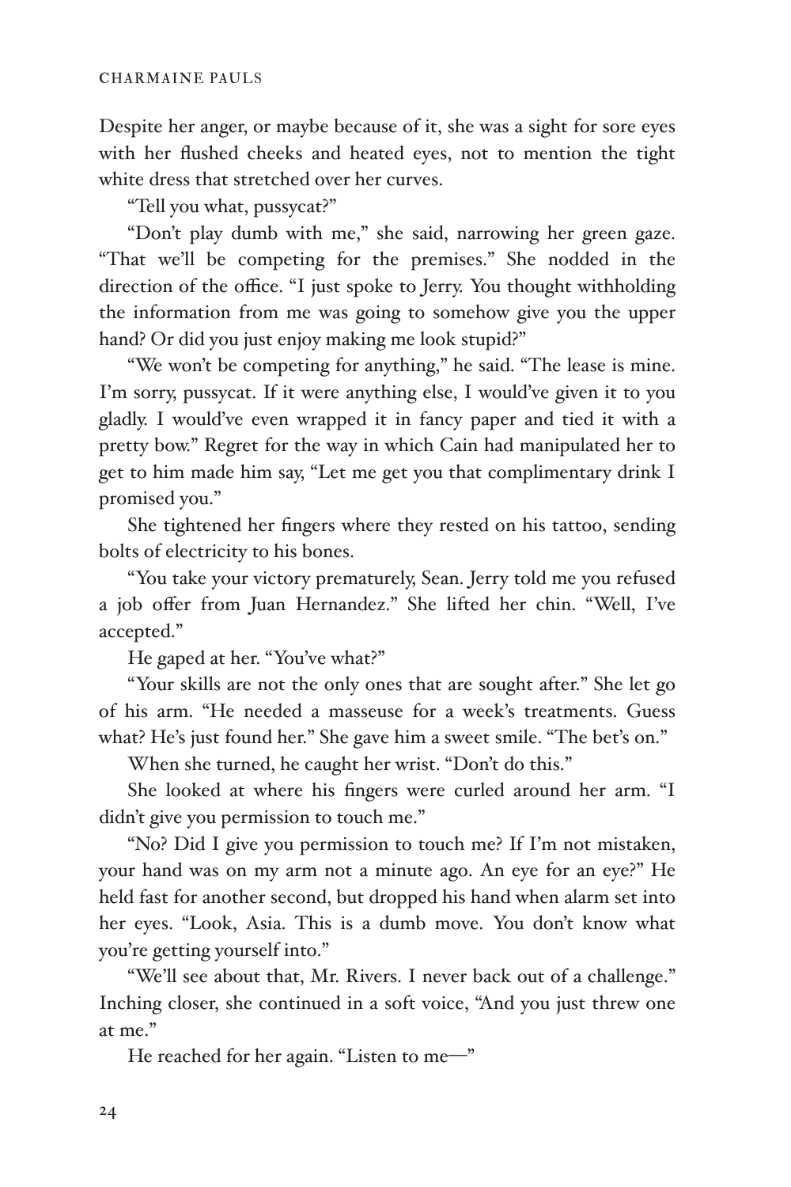Despite her anger, or maybe because of it, she was a sight for sore eyes with her flushed cheeks and heated eyes, not to mention the tight white dress that stretched over her curves.

"Tell you what, pussycat?"

"Don't play dumb with me," she said, narrowing her green gaze. "That we'll be competing for the premises." She nodded in the direction of the office. "I just spoke to Jerry. You thought withholding the information from me was going to somehow give you the upper hand? Or did you just enjoy making me look stupid?"

"We won't be competing for anything," he said. "The lease is mine. I'm sorry, pussycat. If it were anything else, I would've given it to you gladly. I would've even wrapped it in fancy paper and tied it with a pretty bow." Regret for the way in which Cain had manipulated her to get to him made him say, "Let me get you that complimentary drink I promised you."

She tightened her fingers where they rested on his tattoo, sending bolts of electricity to his bones.

"You take your victory prematurely, Sean. Jerry told me you refused a job offer from Juan Hernandez." She lifted her chin. "Well, I've accepted."

He gaped at her. "You've what?"

"Your skills are not the only ones that are sought after." She let go of his arm. "He needed a masseuse for a week's treatments. Guess what? He's just found her." She gave him a sweet smile. "The bet's on."

When she turned, he caught her wrist. "Don't do this."

She looked at where his fingers were curled around her arm. "I didn't give you permission to touch me."

"No? Did I give you permission to touch me? If I'm not mistaken, your hand was on my arm not a minute ago. An eye for an eye?" He held fast for another second, but dropped his hand when alarm set into her eyes. "Look, Asia. This is a dumb move. You don't know what you're getting yourself into."

"We'll see about that, Mr. Rivers. I never back out of a challenge." Inching closer, she continued in a soft voice, "And you just threw one at me."

He reached for her again. "Listen to me—"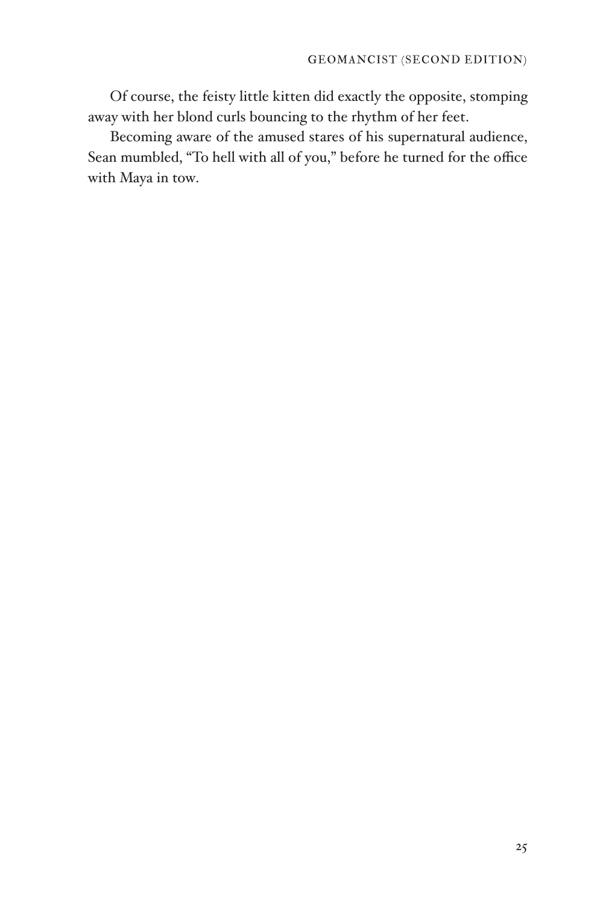Of course, the feisty little kitten did exactly the opposite, stomping away with her blond curls bouncing to the rhythm of her feet.

Becoming aware of the amused stares of his supernatural audience, Sean mumbled, "To hell with all of you," before he turned for the office with Maya in tow.